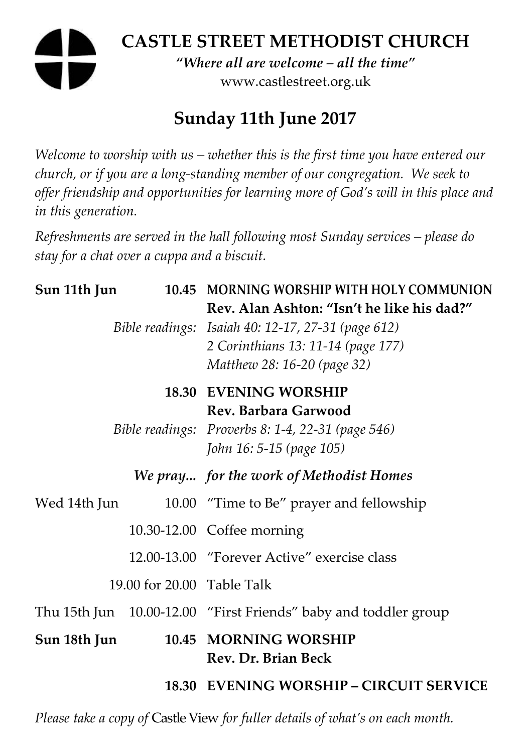# CASTLE STREET METHODIST CHURCH

*"Where all are welcome – all the time"*

www.castlestreet.org.uk

## Sunday 11th June 2017

*Welcome to worship with us – whether this is the first time you have entered our church, or if you are a long-standing member of our congregation. We seek to offer friendship and opportunities for learning more of God's will in this place and in this generation.*

*Refreshments are served in the hall following most Sunday services – please do stay for a chat over a cuppa and a biscuit.*

| | | |
|---|---|---|
| **Sun 11th Jun** | **10.45** | **MORNING WORSHIP WITH HOLY COMMUNION** |
| | | **Rev. Alan Ashton: "Isn't he like his dad?"** |
| | *Bible readings:* | *Isaiah 40: 12-17, 27-31 (page 612)* |
| | | *2 Corinthians 13: 11-14 (page 177)* |
| | | *Matthew 28: 16-20 (page 32)* |
| | **18.30** | **EVENING WORSHIP** |
| | | **Rev. Barbara Garwood** |
| | *Bible readings:* | *Proverbs 8: 1-4, 22-31 (page 546)* |
| | | *John 16: 5-15 (page 105)* |
| | ***We pray...*** | ***for the work of Methodist Homes*** |
| Wed 14th Jun | 10.00 | "Time to Be" prayer and fellowship |
| | 10.30-12.00 | Coffee morning |
| | 12.00-13.00 | "Forever Active" exercise class |
| | 19.00 for 20.00 | Table Talk |
| Thu 15th Jun | 10.00-12.00 | "First Friends" baby and toddler group |
| **Sun 18th Jun** | **10.45** | **MORNING WORSHIP** |
| | | **Rev. Dr. Brian Beck** |
| | **18.30** | **EVENING WORSHIP – CIRCUIT SERVICE** |

*Please take a copy of* Castle View *for fuller details of what's on each month.*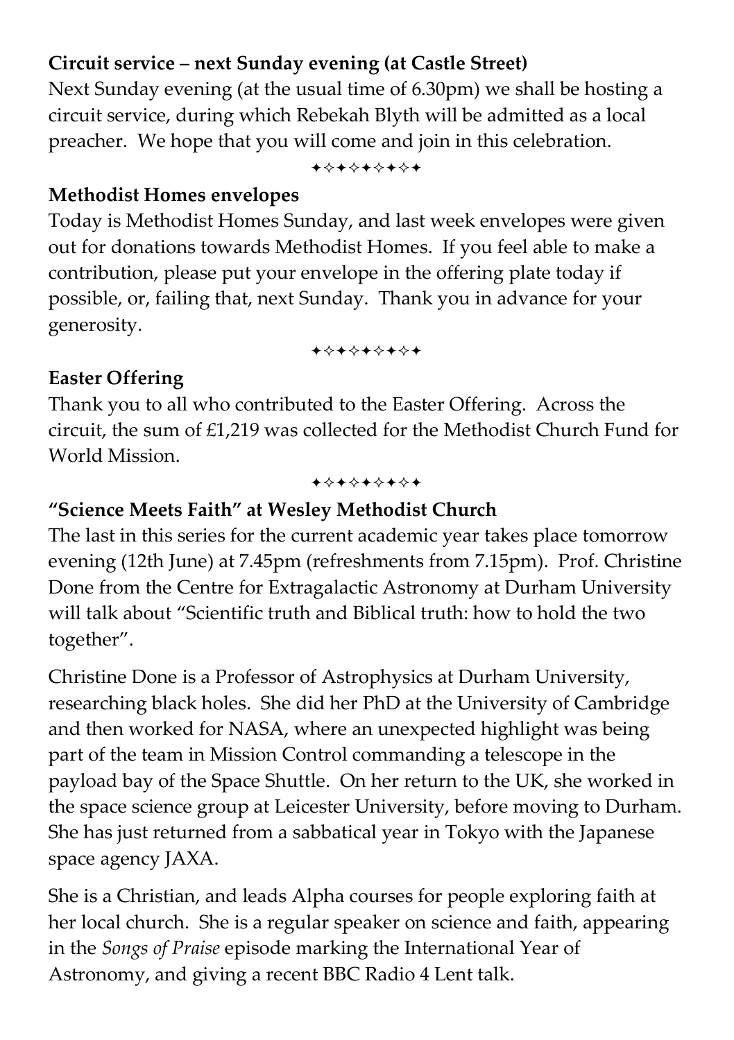**Circuit service – next Sunday evening (at Castle Street)**

Next Sunday evening (at the usual time of 6.30pm) we shall be hosting a circuit service, during which Rebekah Blyth will be admitted as a local preacher. We hope that you will come and join in this celebration.

✦✧✦✧✦✧✦✧✦

**Methodist Homes envelopes**

Today is Methodist Homes Sunday, and last week envelopes were given out for donations towards Methodist Homes. If you feel able to make a contribution, please put your envelope in the offering plate today if possible, or, failing that, next Sunday. Thank you in advance for your generosity.

✦✧✦✧✦✧✦✧✦

**Easter Offering**

Thank you to all who contributed to the Easter Offering. Across the circuit, the sum of £1,219 was collected for the Methodist Church Fund for World Mission.

✦✧✦✧✦✧✦✧✦

**"Science Meets Faith" at Wesley Methodist Church**

The last in this series for the current academic year takes place tomorrow evening (12th June) at 7.45pm (refreshments from 7.15pm). Prof. Christine Done from the Centre for Extragalactic Astronomy at Durham University will talk about "Scientific truth and Biblical truth: how to hold the two together".

Christine Done is a Professor of Astrophysics at Durham University, researching black holes. She did her PhD at the University of Cambridge and then worked for NASA, where an unexpected highlight was being part of the team in Mission Control commanding a telescope in the payload bay of the Space Shuttle. On her return to the UK, she worked in the space science group at Leicester University, before moving to Durham. She has just returned from a sabbatical year in Tokyo with the Japanese space agency JAXA.

She is a Christian, and leads Alpha courses for people exploring faith at her local church. She is a regular speaker on science and faith, appearing in the *Songs of Praise* episode marking the International Year of Astronomy, and giving a recent BBC Radio 4 Lent talk.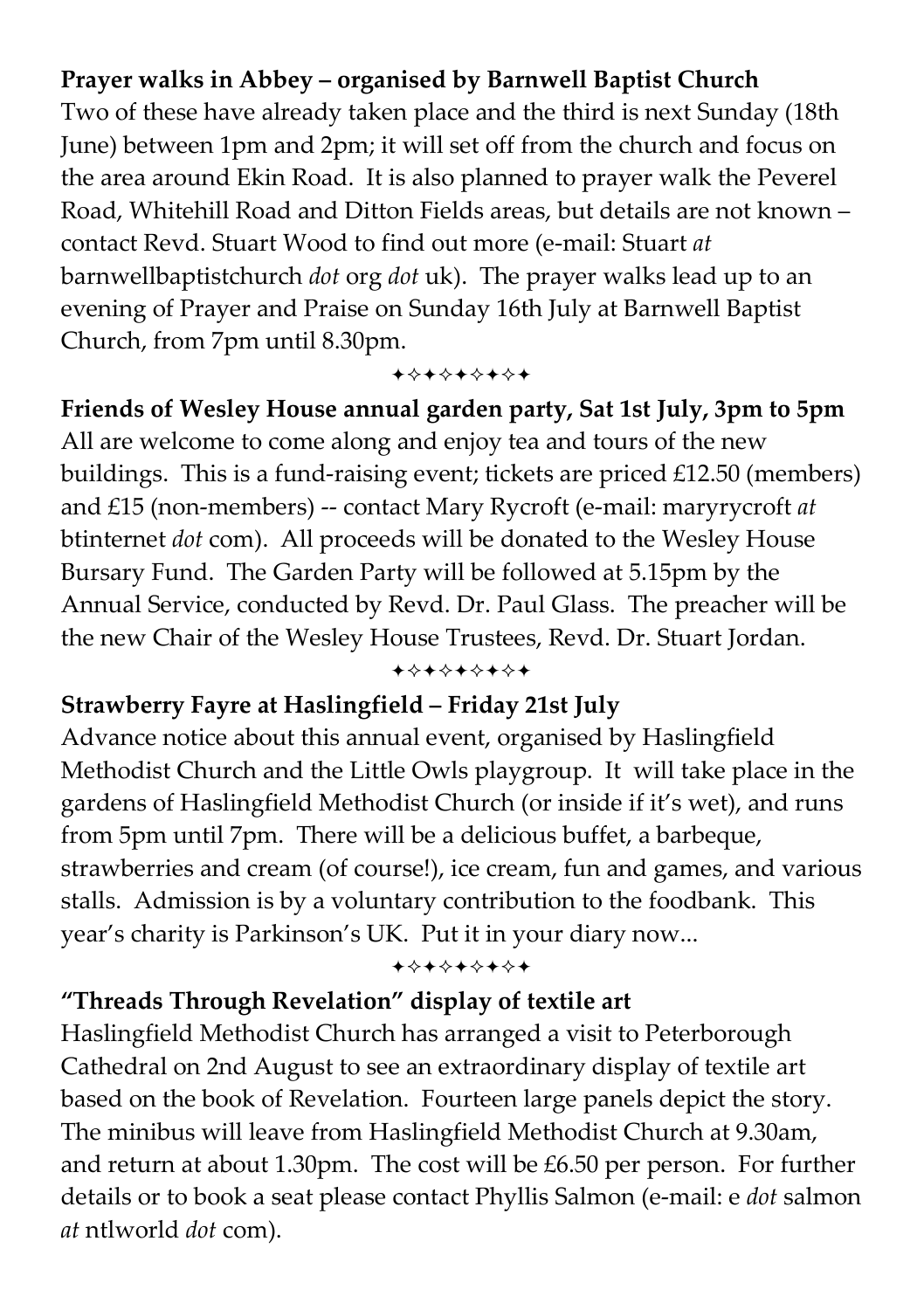**Prayer walks in Abbey – organised by Barnwell Baptist Church**

Two of these have already taken place and the third is next Sunday (18th June) between 1pm and 2pm; it will set off from the church and focus on the area around Ekin Road. It is also planned to prayer walk the Peverel Road, Whitehill Road and Ditton Fields areas, but details are not known – contact Revd. Stuart Wood to find out more (e-mail: Stuart *at* barnwellbaptistchurch *dot* org *dot* uk). The prayer walks lead up to an evening of Prayer and Praise on Sunday 16th July at Barnwell Baptist Church, from 7pm until 8.30pm.

✦✧✦✧✦✧✦✧✦

**Friends of Wesley House annual garden party, Sat 1st July, 3pm to 5pm**

All are welcome to come along and enjoy tea and tours of the new buildings. This is a fund-raising event; tickets are priced £12.50 (members) and £15 (non-members) -- contact Mary Rycroft (e-mail: maryrycroft *at* btinternet *dot* com). All proceeds will be donated to the Wesley House Bursary Fund. The Garden Party will be followed at 5.15pm by the Annual Service, conducted by Revd. Dr. Paul Glass. The preacher will be the new Chair of the Wesley House Trustees, Revd. Dr. Stuart Jordan.

✦✧✦✧✦✧✦✧✦

**Strawberry Fayre at Haslingfield – Friday 21st July**

Advance notice about this annual event, organised by Haslingfield Methodist Church and the Little Owls playgroup. It will take place in the gardens of Haslingfield Methodist Church (or inside if it's wet), and runs from 5pm until 7pm. There will be a delicious buffet, a barbeque, strawberries and cream (of course!), ice cream, fun and games, and various stalls. Admission is by a voluntary contribution to the foodbank. This year's charity is Parkinson's UK. Put it in your diary now...

✦✧✦✧✦✧✦✧✦

**"Threads Through Revelation" display of textile art**

Haslingfield Methodist Church has arranged a visit to Peterborough Cathedral on 2nd August to see an extraordinary display of textile art based on the book of Revelation. Fourteen large panels depict the story. The minibus will leave from Haslingfield Methodist Church at 9.30am, and return at about 1.30pm. The cost will be £6.50 per person. For further details or to book a seat please contact Phyllis Salmon (e-mail: e *dot* salmon *at* ntlworld *dot* com).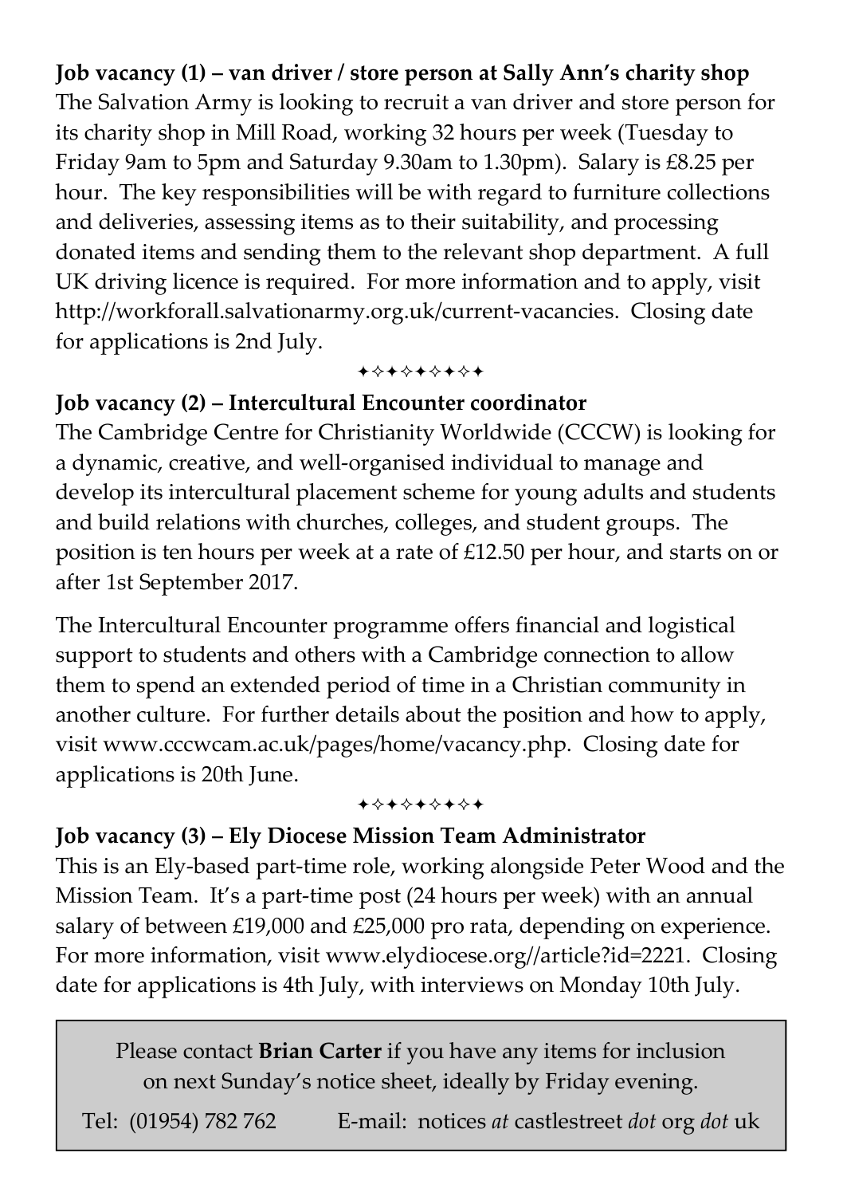**Job vacancy (1) – van driver / store person at Sally Ann's charity shop**
The Salvation Army is looking to recruit a van driver and store person for its charity shop in Mill Road, working 32 hours per week (Tuesday to Friday 9am to 5pm and Saturday 9.30am to 1.30pm). Salary is £8.25 per hour. The key responsibilities will be with regard to furniture collections and deliveries, assessing items as to their suitability, and processing donated items and sending them to the relevant shop department. A full UK driving licence is required. For more information and to apply, visit http://workforall.salvationarmy.org.uk/current-vacancies. Closing date for applications is 2nd July.

✦✧✦✧✦✧✦✧✦

**Job vacancy (2) – Intercultural Encounter coordinator**
The Cambridge Centre for Christianity Worldwide (CCCW) is looking for a dynamic, creative, and well-organised individual to manage and develop its intercultural placement scheme for young adults and students and build relations with churches, colleges, and student groups. The position is ten hours per week at a rate of £12.50 per hour, and starts on or after 1st September 2017.

The Intercultural Encounter programme offers financial and logistical support to students and others with a Cambridge connection to allow them to spend an extended period of time in a Christian community in another culture. For further details about the position and how to apply, visit www.cccwcam.ac.uk/pages/home/vacancy.php. Closing date for applications is 20th June.

✦✧✦✧✦✧✦✧✦

**Job vacancy (3) – Ely Diocese Mission Team Administrator**
This is an Ely-based part-time role, working alongside Peter Wood and the Mission Team. It's a part-time post (24 hours per week) with an annual salary of between £19,000 and £25,000 pro rata, depending on experience. For more information, visit www.elydiocese.org//article?id=2221. Closing date for applications is 4th July, with interviews on Monday 10th July.

Please contact **Brian Carter** if you have any items for inclusion on next Sunday's notice sheet, ideally by Friday evening.

Tel: (01954) 782 762 E-mail: notices *at* castlestreet *dot* org *dot* uk